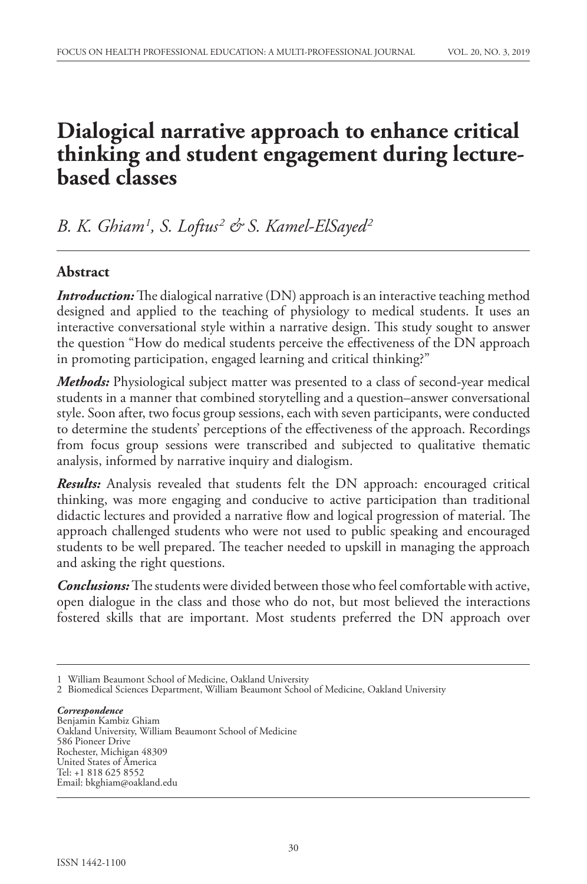# Dialogical narrative approach to enhance critical thinking and student engagement during lecture-based classes

*B. K. Ghiam[1], S. Loftus[2] & S. Kamel-ElSayed[2]*

## Abstract

***Introduction:*** The dialogical narrative (DN) approach is an interactive teaching method designed and applied to the teaching of physiology to medical students. It uses an interactive conversational style within a narrative design. This study sought to answer the question "How do medical students perceive the effectiveness of the DN approach in promoting participation, engaged learning and critical thinking?"

***Methods:*** Physiological subject matter was presented to a class of second-year medical students in a manner that combined storytelling and a question–answer conversational style. Soon after, two focus group sessions, each with seven participants, were conducted to determine the students' perceptions of the effectiveness of the approach. Recordings from focus group sessions were transcribed and subjected to qualitative thematic analysis, informed by narrative inquiry and dialogism.

***Results:*** Analysis revealed that students felt the DN approach: encouraged critical thinking, was more engaging and conducive to active participation than traditional didactic lectures and provided a narrative flow and logical progression of material. The approach challenged students who were not used to public speaking and encouraged students to be well prepared. The teacher needed to upskill in managing the approach and asking the right questions.

***Conclusions:*** The students were divided between those who feel comfortable with active, open dialogue in the class and those who do not, but most believed the interactions fostered skills that are important. Most students preferred the DN approach over

---

1 William Beaumont School of Medicine, Oakland University
2 Biomedical Sciences Department, William Beaumont School of Medicine, Oakland University

***Correspondence***
Benjamin Kambiz Ghiam
Oakland University, William Beaumont School of Medicine
586 Pioneer Drive
Rochester, Michigan 48309
United States of America
Tel: +1 818 625 8552
Email: bkghiam@oakland.edu

ISSN 1442-1100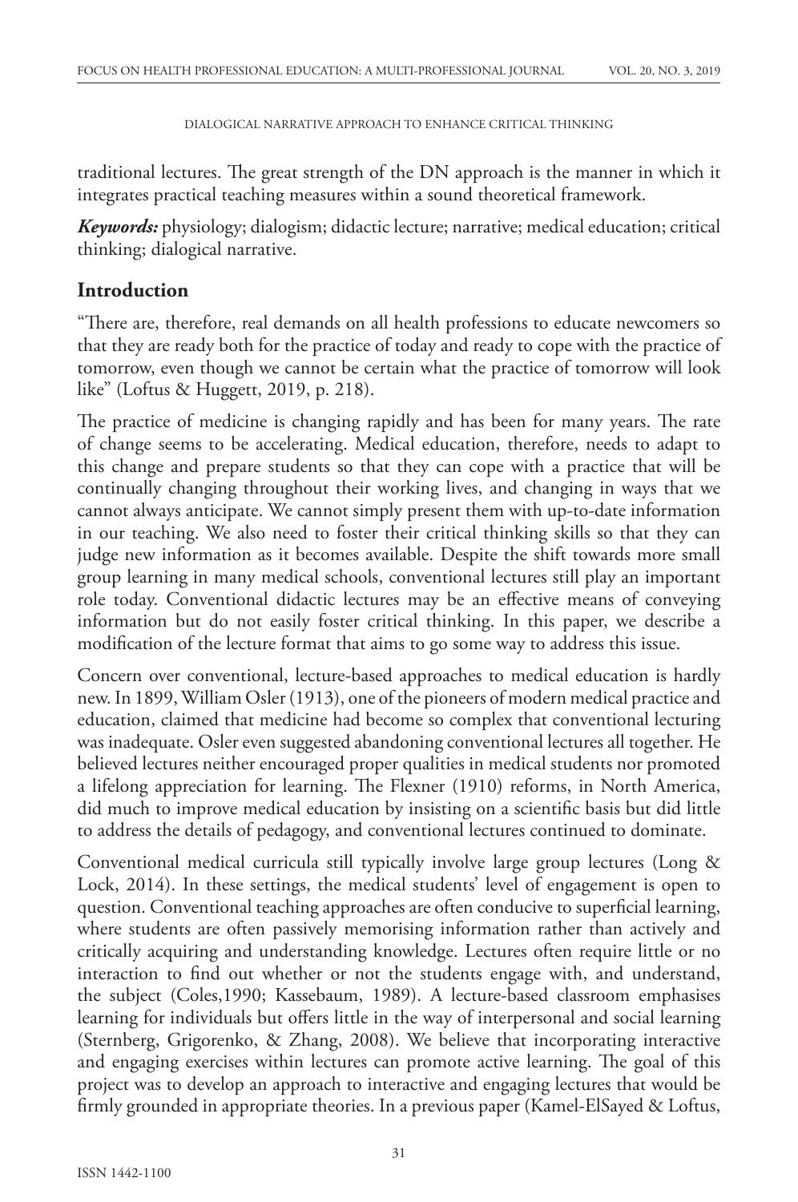traditional lectures. The great strength of the DN approach is the manner in which it integrates practical teaching measures within a sound theoretical framework.

***Keywords:*** physiology; dialogism; didactic lecture; narrative; medical education; critical thinking; dialogical narrative.

## Introduction

"There are, therefore, real demands on all health professions to educate newcomers so that they are ready both for the practice of today and ready to cope with the practice of tomorrow, even though we cannot be certain what the practice of tomorrow will look like" (Loftus & Huggett, 2019, p. 218).

The practice of medicine is changing rapidly and has been for many years. The rate of change seems to be accelerating. Medical education, therefore, needs to adapt to this change and prepare students so that they can cope with a practice that will be continually changing throughout their working lives, and changing in ways that we cannot always anticipate. We cannot simply present them with up-to-date information in our teaching. We also need to foster their critical thinking skills so that they can judge new information as it becomes available. Despite the shift towards more small group learning in many medical schools, conventional lectures still play an important role today. Conventional didactic lectures may be an effective means of conveying information but do not easily foster critical thinking. In this paper, we describe a modification of the lecture format that aims to go some way to address this issue.

Concern over conventional, lecture-based approaches to medical education is hardly new. In 1899, William Osler (1913), one of the pioneers of modern medical practice and education, claimed that medicine had become so complex that conventional lecturing was inadequate. Osler even suggested abandoning conventional lectures all together. He believed lectures neither encouraged proper qualities in medical students nor promoted a lifelong appreciation for learning. The Flexner (1910) reforms, in North America, did much to improve medical education by insisting on a scientific basis but did little to address the details of pedagogy, and conventional lectures continued to dominate.

Conventional medical curricula still typically involve large group lectures (Long & Lock, 2014). In these settings, the medical students' level of engagement is open to question. Conventional teaching approaches are often conducive to superficial learning, where students are often passively memorising information rather than actively and critically acquiring and understanding knowledge. Lectures often require little or no interaction to find out whether or not the students engage with, and understand, the subject (Coles,1990; Kassebaum, 1989). A lecture-based classroom emphasises learning for individuals but offers little in the way of interpersonal and social learning (Sternberg, Grigorenko, & Zhang, 2008). We believe that incorporating interactive and engaging exercises within lectures can promote active learning. The goal of this project was to develop an approach to interactive and engaging lectures that would be firmly grounded in appropriate theories. In a previous paper (Kamel-ElSayed & Loftus,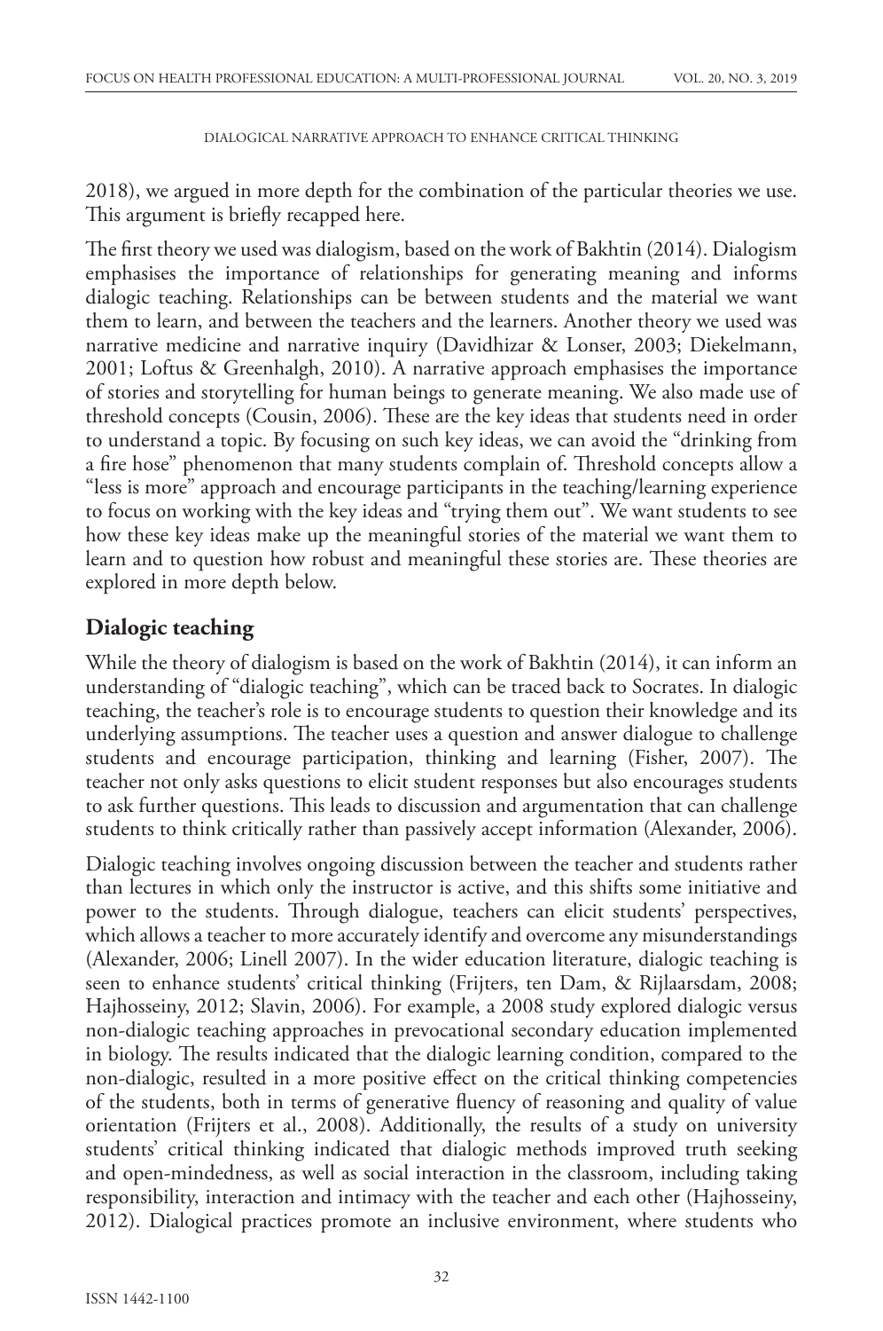2018), we argued in more depth for the combination of the particular theories we use. This argument is briefly recapped here.

The first theory we used was dialogism, based on the work of Bakhtin (2014). Dialogism emphasises the importance of relationships for generating meaning and informs dialogic teaching. Relationships can be between students and the material we want them to learn, and between the teachers and the learners. Another theory we used was narrative medicine and narrative inquiry (Davidhizar & Lonser, 2003; Diekelmann, 2001; Loftus & Greenhalgh, 2010). A narrative approach emphasises the importance of stories and storytelling for human beings to generate meaning. We also made use of threshold concepts (Cousin, 2006). These are the key ideas that students need in order to understand a topic. By focusing on such key ideas, we can avoid the "drinking from a fire hose" phenomenon that many students complain of. Threshold concepts allow a "less is more" approach and encourage participants in the teaching/learning experience to focus on working with the key ideas and "trying them out". We want students to see how these key ideas make up the meaningful stories of the material we want them to learn and to question how robust and meaningful these stories are. These theories are explored in more depth below.

## Dialogic teaching

While the theory of dialogism is based on the work of Bakhtin (2014), it can inform an understanding of "dialogic teaching", which can be traced back to Socrates. In dialogic teaching, the teacher's role is to encourage students to question their knowledge and its underlying assumptions. The teacher uses a question and answer dialogue to challenge students and encourage participation, thinking and learning (Fisher, 2007). The teacher not only asks questions to elicit student responses but also encourages students to ask further questions. This leads to discussion and argumentation that can challenge students to think critically rather than passively accept information (Alexander, 2006).

Dialogic teaching involves ongoing discussion between the teacher and students rather than lectures in which only the instructor is active, and this shifts some initiative and power to the students. Through dialogue, teachers can elicit students' perspectives, which allows a teacher to more accurately identify and overcome any misunderstandings (Alexander, 2006; Linell 2007). In the wider education literature, dialogic teaching is seen to enhance students' critical thinking (Frijters, ten Dam, & Rijlaarsdam, 2008; Hajhosseiny, 2012; Slavin, 2006). For example, a 2008 study explored dialogic versus non-dialogic teaching approaches in prevocational secondary education implemented in biology. The results indicated that the dialogic learning condition, compared to the non-dialogic, resulted in a more positive effect on the critical thinking competencies of the students, both in terms of generative fluency of reasoning and quality of value orientation (Frijters et al., 2008). Additionally, the results of a study on university students' critical thinking indicated that dialogic methods improved truth seeking and open-mindedness, as well as social interaction in the classroom, including taking responsibility, interaction and intimacy with the teacher and each other (Hajhosseiny, 2012). Dialogical practices promote an inclusive environment, where students who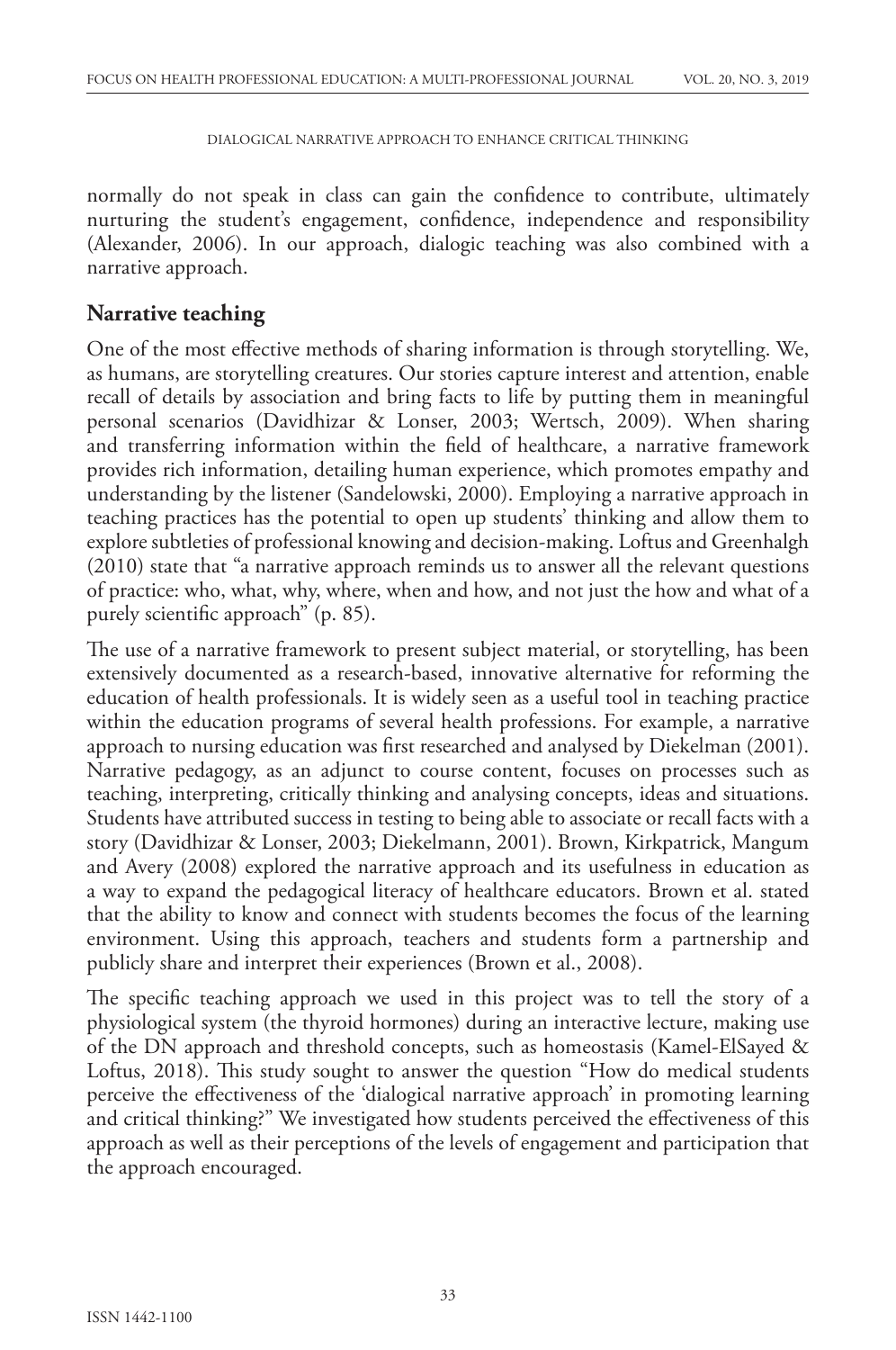normally do not speak in class can gain the confidence to contribute, ultimately nurturing the student's engagement, confidence, independence and responsibility (Alexander, 2006). In our approach, dialogic teaching was also combined with a narrative approach.

## Narrative teaching

One of the most effective methods of sharing information is through storytelling. We, as humans, are storytelling creatures. Our stories capture interest and attention, enable recall of details by association and bring facts to life by putting them in meaningful personal scenarios (Davidhizar & Lonser, 2003; Wertsch, 2009). When sharing and transferring information within the field of healthcare, a narrative framework provides rich information, detailing human experience, which promotes empathy and understanding by the listener (Sandelowski, 2000). Employing a narrative approach in teaching practices has the potential to open up students' thinking and allow them to explore subtleties of professional knowing and decision-making. Loftus and Greenhalgh (2010) state that "a narrative approach reminds us to answer all the relevant questions of practice: who, what, why, where, when and how, and not just the how and what of a purely scientific approach" (p. 85).

The use of a narrative framework to present subject material, or storytelling, has been extensively documented as a research-based, innovative alternative for reforming the education of health professionals. It is widely seen as a useful tool in teaching practice within the education programs of several health professions. For example, a narrative approach to nursing education was first researched and analysed by Diekelman (2001). Narrative pedagogy, as an adjunct to course content, focuses on processes such as teaching, interpreting, critically thinking and analysing concepts, ideas and situations. Students have attributed success in testing to being able to associate or recall facts with a story (Davidhizar & Lonser, 2003; Diekelmann, 2001). Brown, Kirkpatrick, Mangum and Avery (2008) explored the narrative approach and its usefulness in education as a way to expand the pedagogical literacy of healthcare educators. Brown et al. stated that the ability to know and connect with students becomes the focus of the learning environment. Using this approach, teachers and students form a partnership and publicly share and interpret their experiences (Brown et al., 2008).

The specific teaching approach we used in this project was to tell the story of a physiological system (the thyroid hormones) during an interactive lecture, making use of the DN approach and threshold concepts, such as homeostasis (Kamel-ElSayed & Loftus, 2018). This study sought to answer the question "How do medical students perceive the effectiveness of the 'dialogical narrative approach' in promoting learning and critical thinking?" We investigated how students perceived the effectiveness of this approach as well as their perceptions of the levels of engagement and participation that the approach encouraged.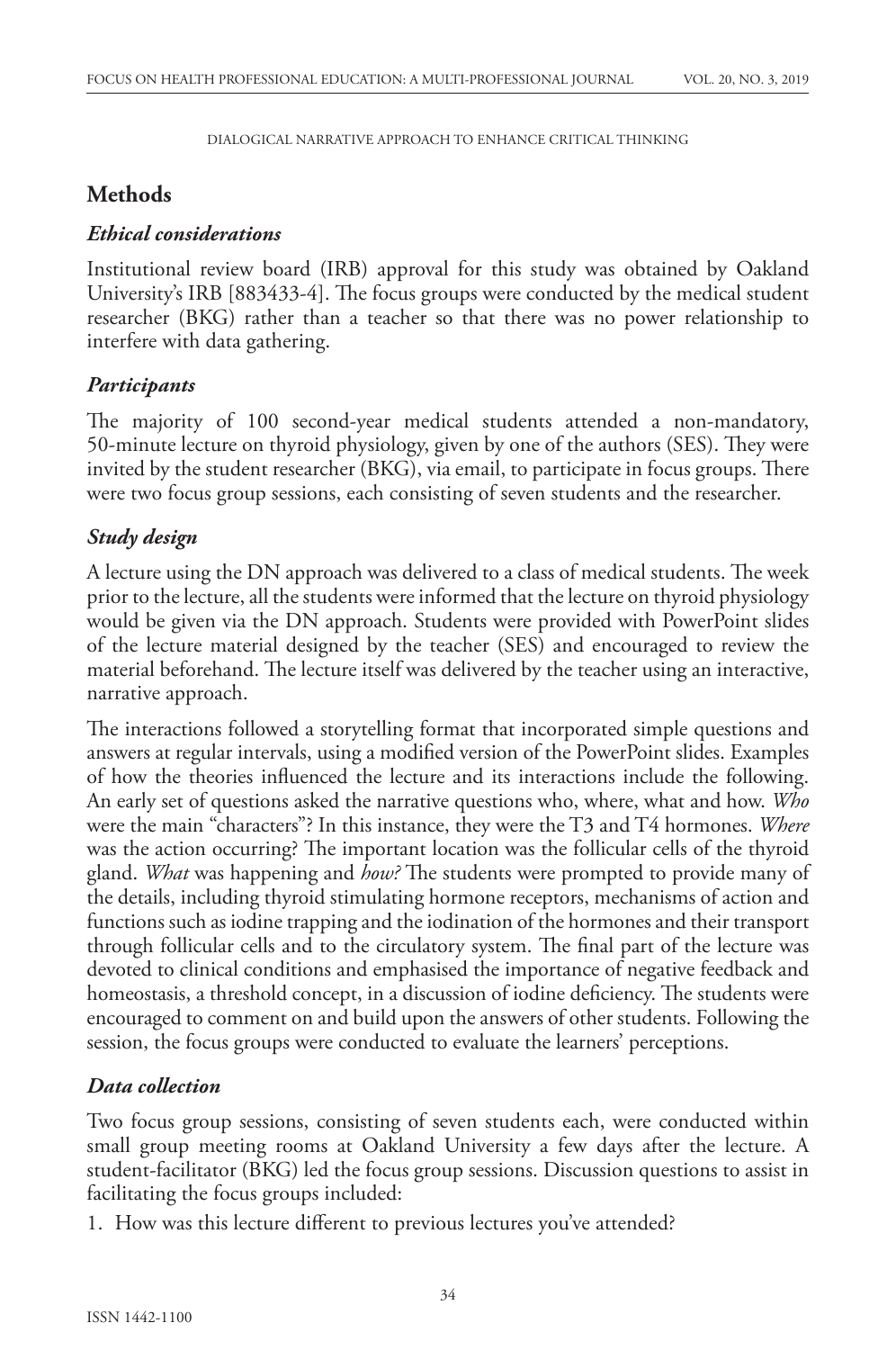## Methods

### *Ethical considerations*

Institutional review board (IRB) approval for this study was obtained by Oakland University's IRB [883433-4]. The focus groups were conducted by the medical student researcher (BKG) rather than a teacher so that there was no power relationship to interfere with data gathering.

### *Participants*

The majority of 100 second-year medical students attended a non-mandatory, 50-minute lecture on thyroid physiology, given by one of the authors (SES). They were invited by the student researcher (BKG), via email, to participate in focus groups. There were two focus group sessions, each consisting of seven students and the researcher.

### *Study design*

A lecture using the DN approach was delivered to a class of medical students. The week prior to the lecture, all the students were informed that the lecture on thyroid physiology would be given via the DN approach. Students were provided with PowerPoint slides of the lecture material designed by the teacher (SES) and encouraged to review the material beforehand. The lecture itself was delivered by the teacher using an interactive, narrative approach.

The interactions followed a storytelling format that incorporated simple questions and answers at regular intervals, using a modified version of the PowerPoint slides. Examples of how the theories influenced the lecture and its interactions include the following. An early set of questions asked the narrative questions who, where, what and how. *Who* were the main "characters"? In this instance, they were the T3 and T4 hormones. *Where* was the action occurring? The important location was the follicular cells of the thyroid gland. *What* was happening and *how?* The students were prompted to provide many of the details, including thyroid stimulating hormone receptors, mechanisms of action and functions such as iodine trapping and the iodination of the hormones and their transport through follicular cells and to the circulatory system. The final part of the lecture was devoted to clinical conditions and emphasised the importance of negative feedback and homeostasis, a threshold concept, in a discussion of iodine deficiency. The students were encouraged to comment on and build upon the answers of other students. Following the session, the focus groups were conducted to evaluate the learners' perceptions.

### *Data collection*

Two focus group sessions, consisting of seven students each, were conducted within small group meeting rooms at Oakland University a few days after the lecture. A student-facilitator (BKG) led the focus group sessions. Discussion questions to assist in facilitating the focus groups included:

1. How was this lecture different to previous lectures you've attended?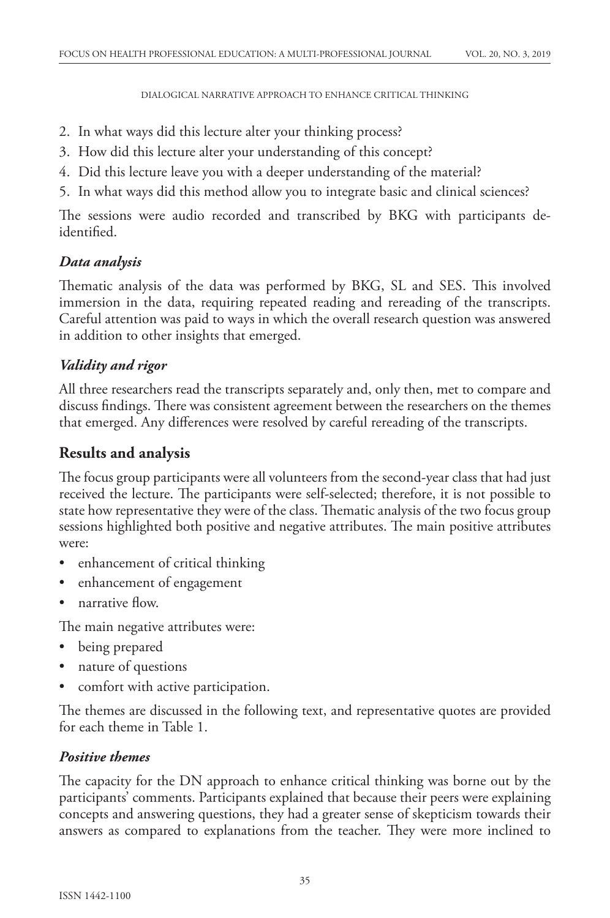2. In what ways did this lecture alter your thinking process?
3. How did this lecture alter your understanding of this concept?
4. Did this lecture leave you with a deeper understanding of the material?
5. In what ways did this method allow you to integrate basic and clinical sciences?

The sessions were audio recorded and transcribed by BKG with participants de-identified.

### *Data analysis*

Thematic analysis of the data was performed by BKG, SL and SES. This involved immersion in the data, requiring repeated reading and rereading of the transcripts. Careful attention was paid to ways in which the overall research question was answered in addition to other insights that emerged.

### *Validity and rigor*

All three researchers read the transcripts separately and, only then, met to compare and discuss findings. There was consistent agreement between the researchers on the themes that emerged. Any differences were resolved by careful rereading of the transcripts.

## Results and analysis

The focus group participants were all volunteers from the second-year class that had just received the lecture. The participants were self-selected; therefore, it is not possible to state how representative they were of the class. Thematic analysis of the two focus group sessions highlighted both positive and negative attributes. The main positive attributes were:

- enhancement of critical thinking
- enhancement of engagement
- narrative flow.

The main negative attributes were:

- being prepared
- nature of questions
- comfort with active participation.

The themes are discussed in the following text, and representative quotes are provided for each theme in Table 1.

### *Positive themes*

The capacity for the DN approach to enhance critical thinking was borne out by the participants' comments. Participants explained that because their peers were explaining concepts and answering questions, they had a greater sense of skepticism towards their answers as compared to explanations from the teacher. They were more inclined to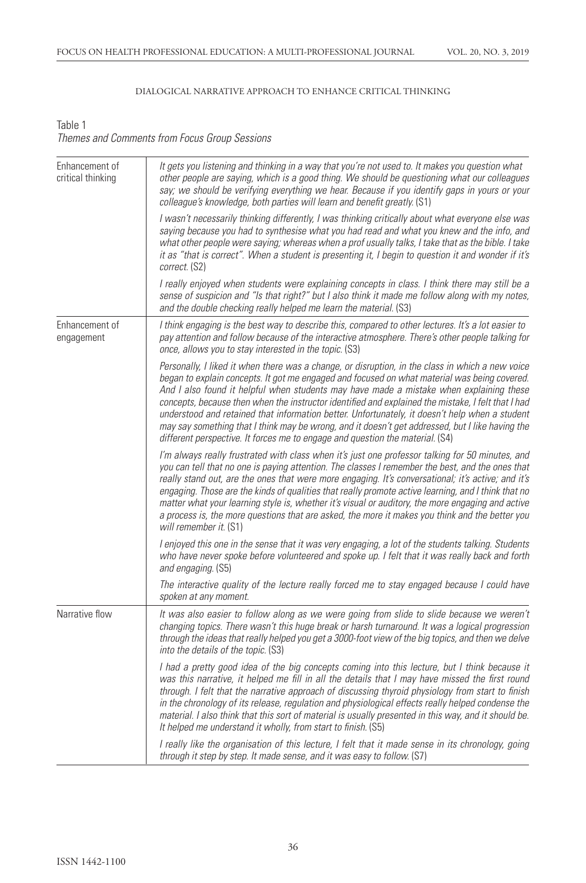Table 1
*Themes and Comments from Focus Group Sessions*

| | |
|---|---|
| Enhancement of critical thinking | *It gets you listening and thinking in a way that you're not used to. It makes you question what other people are saying, which is a good thing. We should be questioning what our colleagues say; we should be verifying everything we hear. Because if you identify gaps in yours or your colleague's knowledge, both parties will learn and benefit greatly.* (S1) |
| | *I wasn't necessarily thinking differently, I was thinking critically about what everyone else was saying because you had to synthesise what you had read and what you knew and the info, and what other people were saying; whereas when a prof usually talks, I take that as the bible. I take it as "that is correct". When a student is presenting it, I begin to question it and wonder if it's correct.* (S2) |
| | *I really enjoyed when students were explaining concepts in class. I think there may still be a sense of suspicion and "Is that right?" but I also think it made me follow along with my notes, and the double checking really helped me learn the material.* (S3) |
| Enhancement of engagement | *I think engaging is the best way to describe this, compared to other lectures. It's a lot easier to pay attention and follow because of the interactive atmosphere. There's other people talking for once, allows you to stay interested in the topic.* (S3) |
| | *Personally, I liked it when there was a change, or disruption, in the class in which a new voice began to explain concepts. It got me engaged and focused on what material was being covered. And I also found it helpful when students may have made a mistake when explaining these concepts, because then when the instructor identified and explained the mistake, I felt that I had understood and retained that information better. Unfortunately, it doesn't help when a student may say something that I think may be wrong, and it doesn't get addressed, but I like having the different perspective. It forces me to engage and question the material.* (S4) |
| | *I'm always really frustrated with class when it's just one professor talking for 50 minutes, and you can tell that no one is paying attention. The classes I remember the best, and the ones that really stand out, are the ones that were more engaging. It's conversational; it's active; and it's engaging. Those are the kinds of qualities that really promote active learning, and I think that no matter what your learning style is, whether it's visual or auditory, the more engaging and active a process is, the more questions that are asked, the more it makes you think and the better you will remember it.* (S1) |
| | *I enjoyed this one in the sense that it was very engaging, a lot of the students talking. Students who have never spoke before volunteered and spoke up. I felt that it was really back and forth and engaging.* (S5) |
| | *The interactive quality of the lecture really forced me to stay engaged because I could have spoken at any moment.* |
| Narrative flow | *It was also easier to follow along as we were going from slide to slide because we weren't changing topics. There wasn't this huge break or harsh turnaround. It was a logical progression through the ideas that really helped you get a 3000-foot view of the big topics, and then we delve into the details of the topic.* (S3) |
| | *I had a pretty good idea of the big concepts coming into this lecture, but I think because it was this narrative, it helped me fill in all the details that I may have missed the first round through. I felt that the narrative approach of discussing thyroid physiology from start to finish in the chronology of its release, regulation and physiological effects really helped condense the material. I also think that this sort of material is usually presented in this way, and it should be. It helped me understand it wholly, from start to finish.* (S5) |
| | *I really like the organisation of this lecture, I felt that it made sense in its chronology, going through it step by step. It made sense, and it was easy to follow.* (S7) |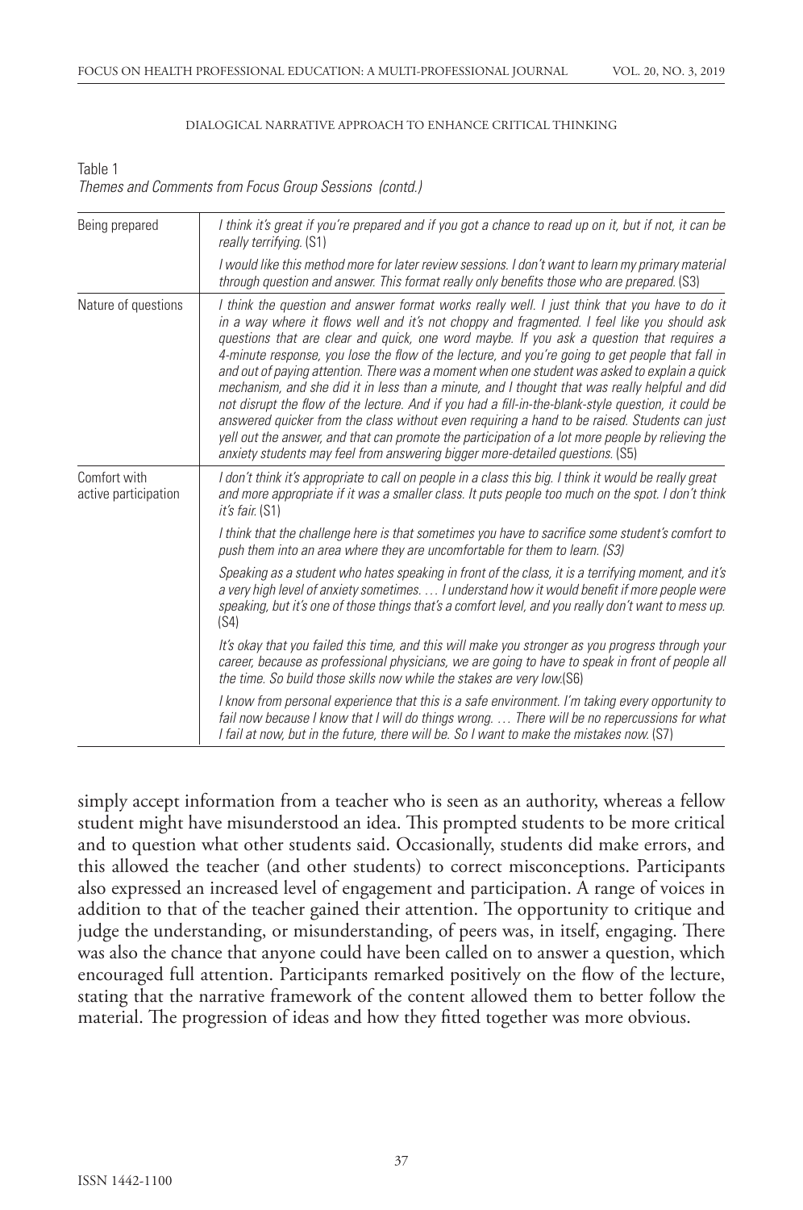Table 1
*Themes and Comments from Focus Group Sessions (contd.)*

| | |
|---|---|
| Being prepared | *I think it's great if you're prepared and if you got a chance to read up on it, but if not, it can be really terrifying.* (S1) |
| | *I would like this method more for later review sessions. I don't want to learn my primary material through question and answer. This format really only benefits those who are prepared.* (S3) |
| Nature of questions | *I think the question and answer format works really well. I just think that you have to do it in a way where it flows well and it's not choppy and fragmented. I feel like you should ask questions that are clear and quick, one word maybe. If you ask a question that requires a 4-minute response, you lose the flow of the lecture, and you're going to get people that fall in and out of paying attention. There was a moment when one student was asked to explain a quick mechanism, and she did it in less than a minute, and I thought that was really helpful and did not disrupt the flow of the lecture. And if you had a fill-in-the-blank-style question, it could be answered quicker from the class without even requiring a hand to be raised. Students can just yell out the answer, and that can promote the participation of a lot more people by relieving the anxiety students may feel from answering bigger more-detailed questions.* (S5) |
| Comfort with active participation | *I don't think it's appropriate to call on people in a class this big. I think it would be really great and more appropriate if it was a smaller class. It puts people too much on the spot. I don't think it's fair.* (S1) |
| | *I think that the challenge here is that sometimes you have to sacrifice some student's comfort to push them into an area where they are uncomfortable for them to learn. (S3)* |
| | *Speaking as a student who hates speaking in front of the class, it is a terrifying moment, and it's a very high level of anxiety sometimes. … I understand how it would benefit if more people were speaking, but it's one of those things that's a comfort level, and you really don't want to mess up.* (S4) |
| | *It's okay that you failed this time, and this will make you stronger as you progress through your career, because as professional physicians, we are going to have to speak in front of people all the time. So build those skills now while the stakes are very low.*(S6) |
| | *I know from personal experience that this is a safe environment. I'm taking every opportunity to fail now because I know that I will do things wrong. … There will be no repercussions for what I fail at now, but in the future, there will be. So I want to make the mistakes now.* (S7) |

simply accept information from a teacher who is seen as an authority, whereas a fellow student might have misunderstood an idea. This prompted students to be more critical and to question what other students said. Occasionally, students did make errors, and this allowed the teacher (and other students) to correct misconceptions. Participants also expressed an increased level of engagement and participation. A range of voices in addition to that of the teacher gained their attention. The opportunity to critique and judge the understanding, or misunderstanding, of peers was, in itself, engaging. There was also the chance that anyone could have been called on to answer a question, which encouraged full attention. Participants remarked positively on the flow of the lecture, stating that the narrative framework of the content allowed them to better follow the material. The progression of ideas and how they fitted together was more obvious.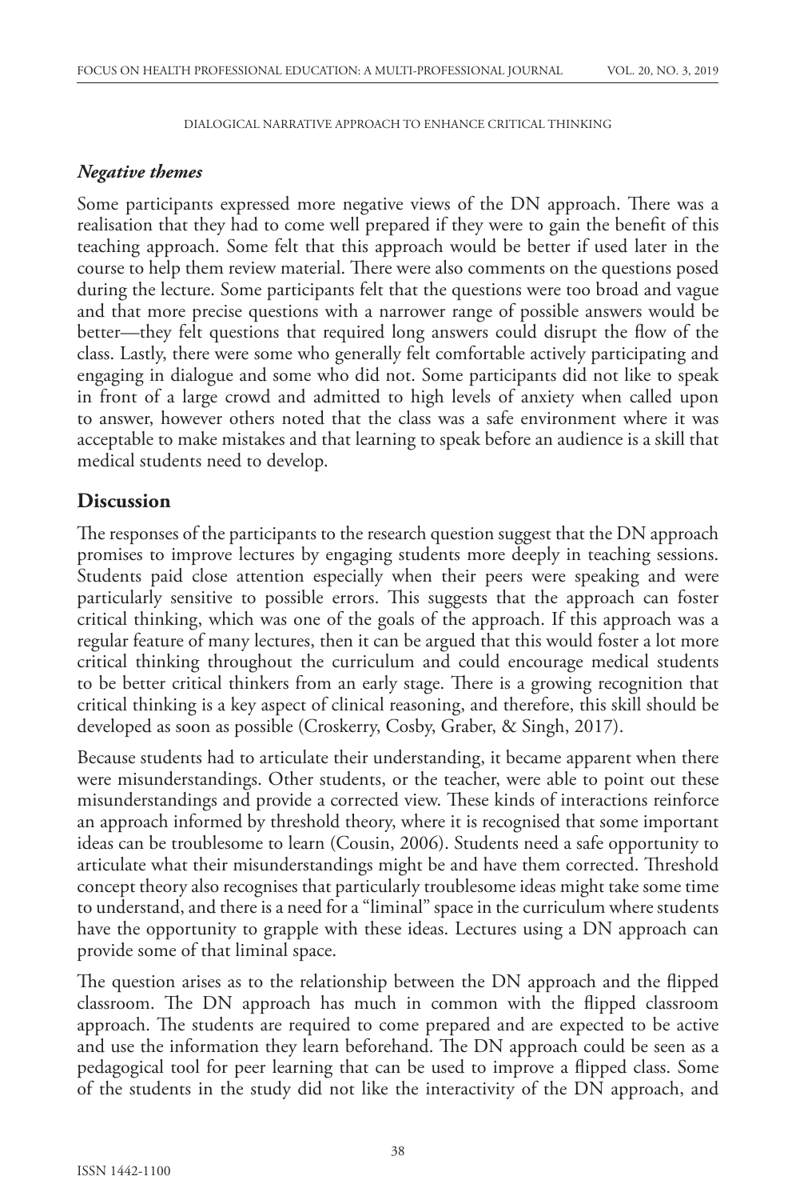### *Negative themes*

Some participants expressed more negative views of the DN approach. There was a realisation that they had to come well prepared if they were to gain the benefit of this teaching approach. Some felt that this approach would be better if used later in the course to help them review material. There were also comments on the questions posed during the lecture. Some participants felt that the questions were too broad and vague and that more precise questions with a narrower range of possible answers would be better—they felt questions that required long answers could disrupt the flow of the class. Lastly, there were some who generally felt comfortable actively participating and engaging in dialogue and some who did not. Some participants did not like to speak in front of a large crowd and admitted to high levels of anxiety when called upon to answer, however others noted that the class was a safe environment where it was acceptable to make mistakes and that learning to speak before an audience is a skill that medical students need to develop.

## Discussion

The responses of the participants to the research question suggest that the DN approach promises to improve lectures by engaging students more deeply in teaching sessions. Students paid close attention especially when their peers were speaking and were particularly sensitive to possible errors. This suggests that the approach can foster critical thinking, which was one of the goals of the approach. If this approach was a regular feature of many lectures, then it can be argued that this would foster a lot more critical thinking throughout the curriculum and could encourage medical students to be better critical thinkers from an early stage. There is a growing recognition that critical thinking is a key aspect of clinical reasoning, and therefore, this skill should be developed as soon as possible (Croskerry, Cosby, Graber, & Singh, 2017).

Because students had to articulate their understanding, it became apparent when there were misunderstandings. Other students, or the teacher, were able to point out these misunderstandings and provide a corrected view. These kinds of interactions reinforce an approach informed by threshold theory, where it is recognised that some important ideas can be troublesome to learn (Cousin, 2006). Students need a safe opportunity to articulate what their misunderstandings might be and have them corrected. Threshold concept theory also recognises that particularly troublesome ideas might take some time to understand, and there is a need for a "liminal" space in the curriculum where students have the opportunity to grapple with these ideas. Lectures using a DN approach can provide some of that liminal space.

The question arises as to the relationship between the DN approach and the flipped classroom. The DN approach has much in common with the flipped classroom approach. The students are required to come prepared and are expected to be active and use the information they learn beforehand. The DN approach could be seen as a pedagogical tool for peer learning that can be used to improve a flipped class. Some of the students in the study did not like the interactivity of the DN approach, and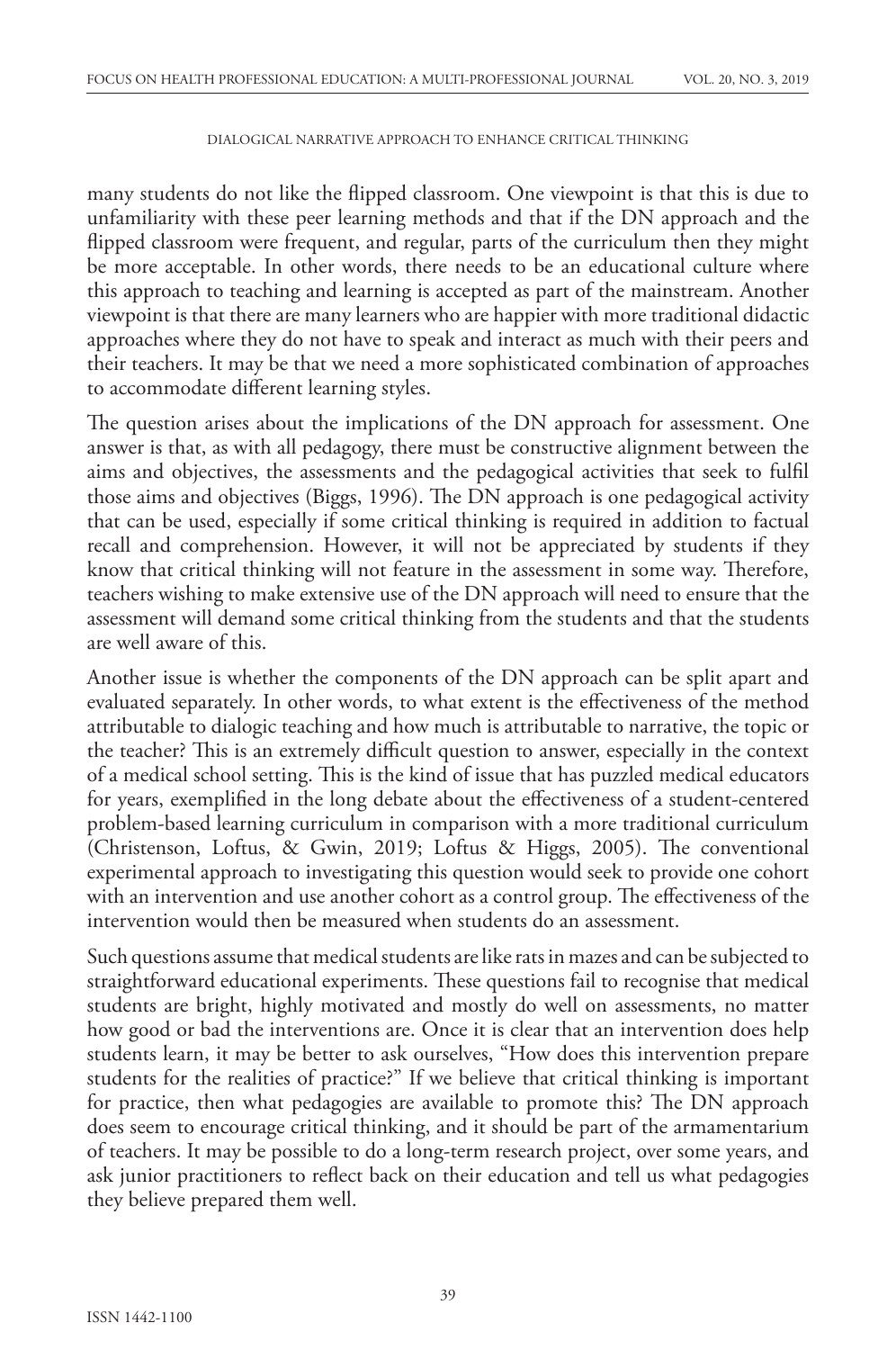many students do not like the flipped classroom. One viewpoint is that this is due to unfamiliarity with these peer learning methods and that if the DN approach and the flipped classroom were frequent, and regular, parts of the curriculum then they might be more acceptable. In other words, there needs to be an educational culture where this approach to teaching and learning is accepted as part of the mainstream. Another viewpoint is that there are many learners who are happier with more traditional didactic approaches where they do not have to speak and interact as much with their peers and their teachers. It may be that we need a more sophisticated combination of approaches to accommodate different learning styles.

The question arises about the implications of the DN approach for assessment. One answer is that, as with all pedagogy, there must be constructive alignment between the aims and objectives, the assessments and the pedagogical activities that seek to fulfil those aims and objectives (Biggs, 1996). The DN approach is one pedagogical activity that can be used, especially if some critical thinking is required in addition to factual recall and comprehension. However, it will not be appreciated by students if they know that critical thinking will not feature in the assessment in some way. Therefore, teachers wishing to make extensive use of the DN approach will need to ensure that the assessment will demand some critical thinking from the students and that the students are well aware of this.

Another issue is whether the components of the DN approach can be split apart and evaluated separately. In other words, to what extent is the effectiveness of the method attributable to dialogic teaching and how much is attributable to narrative, the topic or the teacher? This is an extremely difficult question to answer, especially in the context of a medical school setting. This is the kind of issue that has puzzled medical educators for years, exemplified in the long debate about the effectiveness of a student-centered problem-based learning curriculum in comparison with a more traditional curriculum (Christenson, Loftus, & Gwin, 2019; Loftus & Higgs, 2005). The conventional experimental approach to investigating this question would seek to provide one cohort with an intervention and use another cohort as a control group. The effectiveness of the intervention would then be measured when students do an assessment.

Such questions assume that medical students are like rats in mazes and can be subjected to straightforward educational experiments. These questions fail to recognise that medical students are bright, highly motivated and mostly do well on assessments, no matter how good or bad the interventions are. Once it is clear that an intervention does help students learn, it may be better to ask ourselves, "How does this intervention prepare students for the realities of practice?" If we believe that critical thinking is important for practice, then what pedagogies are available to promote this? The DN approach does seem to encourage critical thinking, and it should be part of the armamentarium of teachers. It may be possible to do a long-term research project, over some years, and ask junior practitioners to reflect back on their education and tell us what pedagogies they believe prepared them well.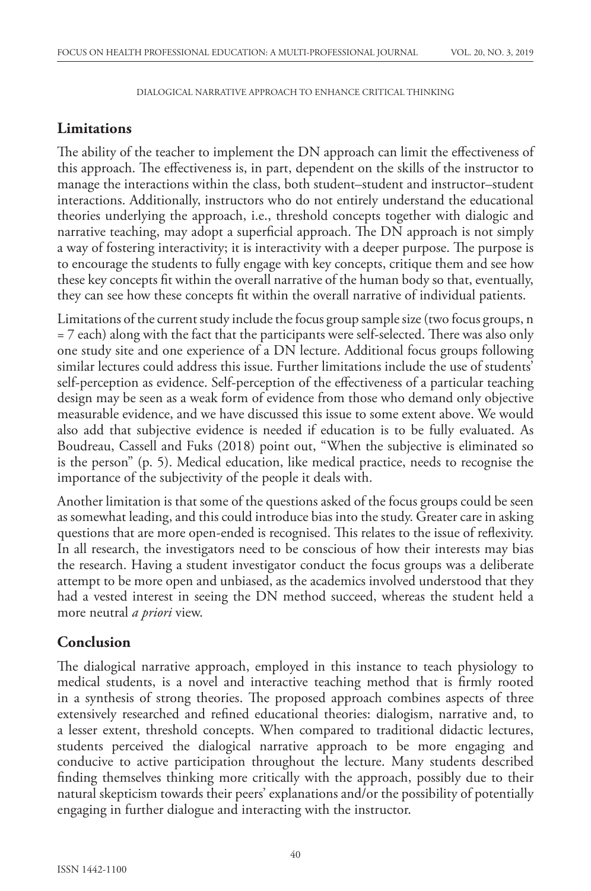## Limitations

The ability of the teacher to implement the DN approach can limit the effectiveness of this approach. The effectiveness is, in part, dependent on the skills of the instructor to manage the interactions within the class, both student–student and instructor–student interactions. Additionally, instructors who do not entirely understand the educational theories underlying the approach, i.e., threshold concepts together with dialogic and narrative teaching, may adopt a superficial approach. The DN approach is not simply a way of fostering interactivity; it is interactivity with a deeper purpose. The purpose is to encourage the students to fully engage with key concepts, critique them and see how these key concepts fit within the overall narrative of the human body so that, eventually, they can see how these concepts fit within the overall narrative of individual patients.

Limitations of the current study include the focus group sample size (two focus groups, n = 7 each) along with the fact that the participants were self-selected. There was also only one study site and one experience of a DN lecture. Additional focus groups following similar lectures could address this issue. Further limitations include the use of students' self-perception as evidence. Self-perception of the effectiveness of a particular teaching design may be seen as a weak form of evidence from those who demand only objective measurable evidence, and we have discussed this issue to some extent above. We would also add that subjective evidence is needed if education is to be fully evaluated. As Boudreau, Cassell and Fuks (2018) point out, "When the subjective is eliminated so is the person" (p. 5). Medical education, like medical practice, needs to recognise the importance of the subjectivity of the people it deals with.

Another limitation is that some of the questions asked of the focus groups could be seen as somewhat leading, and this could introduce bias into the study. Greater care in asking questions that are more open-ended is recognised. This relates to the issue of reflexivity. In all research, the investigators need to be conscious of how their interests may bias the research. Having a student investigator conduct the focus groups was a deliberate attempt to be more open and unbiased, as the academics involved understood that they had a vested interest in seeing the DN method succeed, whereas the student held a more neutral *a priori* view.

## Conclusion

The dialogical narrative approach, employed in this instance to teach physiology to medical students, is a novel and interactive teaching method that is firmly rooted in a synthesis of strong theories. The proposed approach combines aspects of three extensively researched and refined educational theories: dialogism, narrative and, to a lesser extent, threshold concepts. When compared to traditional didactic lectures, students perceived the dialogical narrative approach to be more engaging and conducive to active participation throughout the lecture. Many students described finding themselves thinking more critically with the approach, possibly due to their natural skepticism towards their peers' explanations and/or the possibility of potentially engaging in further dialogue and interacting with the instructor.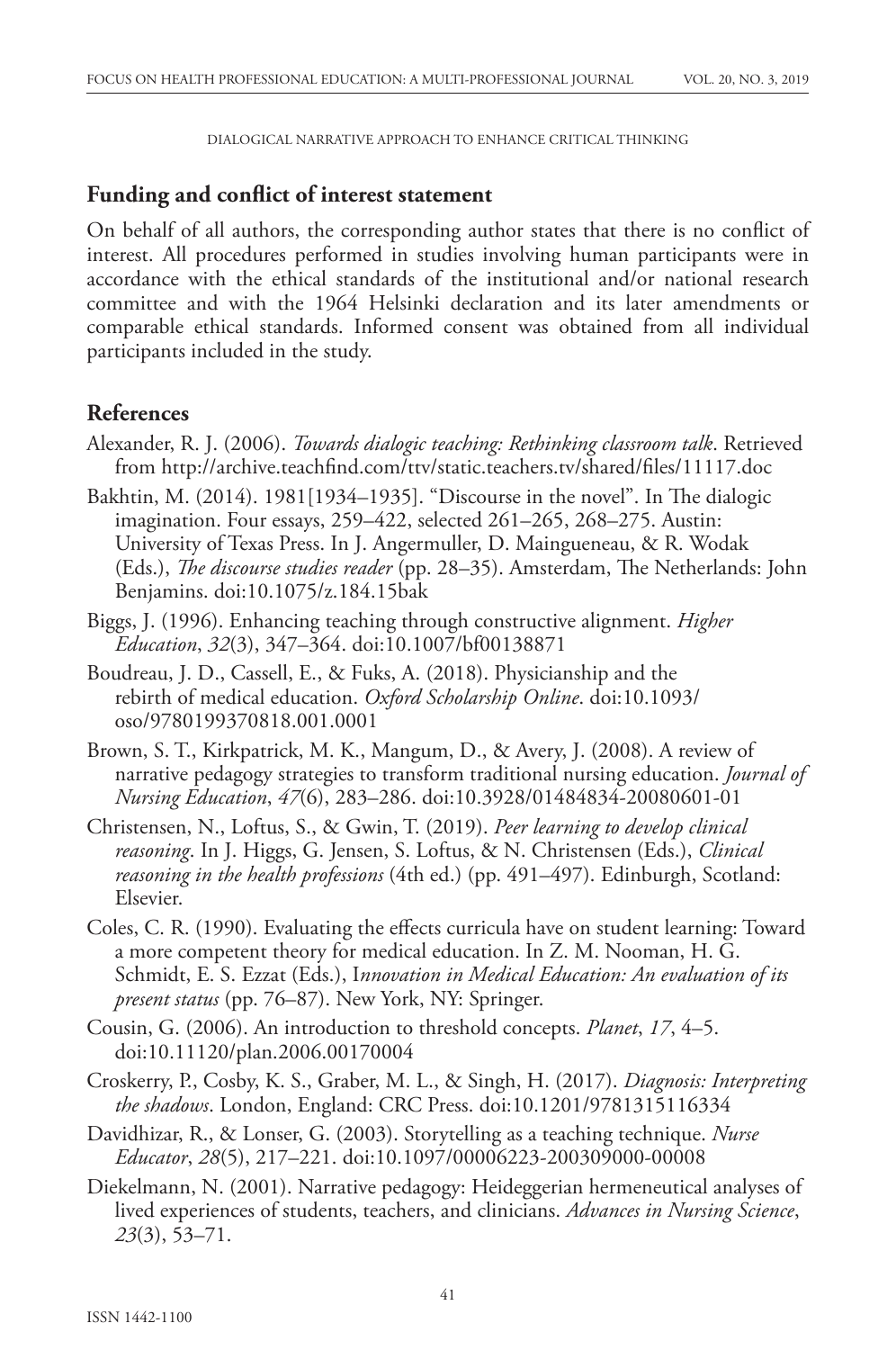## Funding and conflict of interest statement

On behalf of all authors, the corresponding author states that there is no conflict of interest. All procedures performed in studies involving human participants were in accordance with the ethical standards of the institutional and/or national research committee and with the 1964 Helsinki declaration and its later amendments or comparable ethical standards. Informed consent was obtained from all individual participants included in the study.

## References

Alexander, R. J. (2006). *Towards dialogic teaching: Rethinking classroom talk*. Retrieved from http://archive.teachfind.com/ttv/static.teachers.tv/shared/files/11117.doc

Bakhtin, M. (2014). 1981[1934–1935]. "Discourse in the novel". In The dialogic imagination. Four essays, 259–422, selected 261–265, 268–275. Austin: University of Texas Press. In J. Angermuller, D. Maingueneau, & R. Wodak (Eds.), *The discourse studies reader* (pp. 28–35). Amsterdam, The Netherlands: John Benjamins. doi:10.1075/z.184.15bak

Biggs, J. (1996). Enhancing teaching through constructive alignment. *Higher Education*, *32*(3), 347–364. doi:10.1007/bf00138871

Boudreau, J. D., Cassell, E., & Fuks, A. (2018). Physicianship and the rebirth of medical education. *Oxford Scholarship Online*. doi:10.1093/oso/9780199370818.001.0001

Brown, S. T., Kirkpatrick, M. K., Mangum, D., & Avery, J. (2008). A review of narrative pedagogy strategies to transform traditional nursing education. *Journal of Nursing Education*, *47*(6), 283–286. doi:10.3928/01484834-20080601-01

Christensen, N., Loftus, S., & Gwin, T. (2019). *Peer learning to develop clinical reasoning*. In J. Higgs, G. Jensen, S. Loftus, & N. Christensen (Eds.), *Clinical reasoning in the health professions* (4th ed.) (pp. 491–497). Edinburgh, Scotland: Elsevier.

Coles, C. R. (1990). Evaluating the effects curricula have on student learning: Toward a more competent theory for medical education. In Z. M. Nooman, H. G. Schmidt, E. S. Ezzat (Eds.), I*nnovation in Medical Education: An evaluation of its present status* (pp. 76–87). New York, NY: Springer.

Cousin, G. (2006). An introduction to threshold concepts. *Planet*, *17*, 4–5. doi:10.11120/plan.2006.00170004

Croskerry, P., Cosby, K. S., Graber, M. L., & Singh, H. (2017). *Diagnosis: Interpreting the shadows*. London, England: CRC Press. doi:10.1201/9781315116334

Davidhizar, R., & Lonser, G. (2003). Storytelling as a teaching technique. *Nurse Educator*, *28*(5), 217–221. doi:10.1097/00006223-200309000-00008

Diekelmann, N. (2001). Narrative pedagogy: Heideggerian hermeneutical analyses of lived experiences of students, teachers, and clinicians. *Advances in Nursing Science*, *23*(3), 53–71.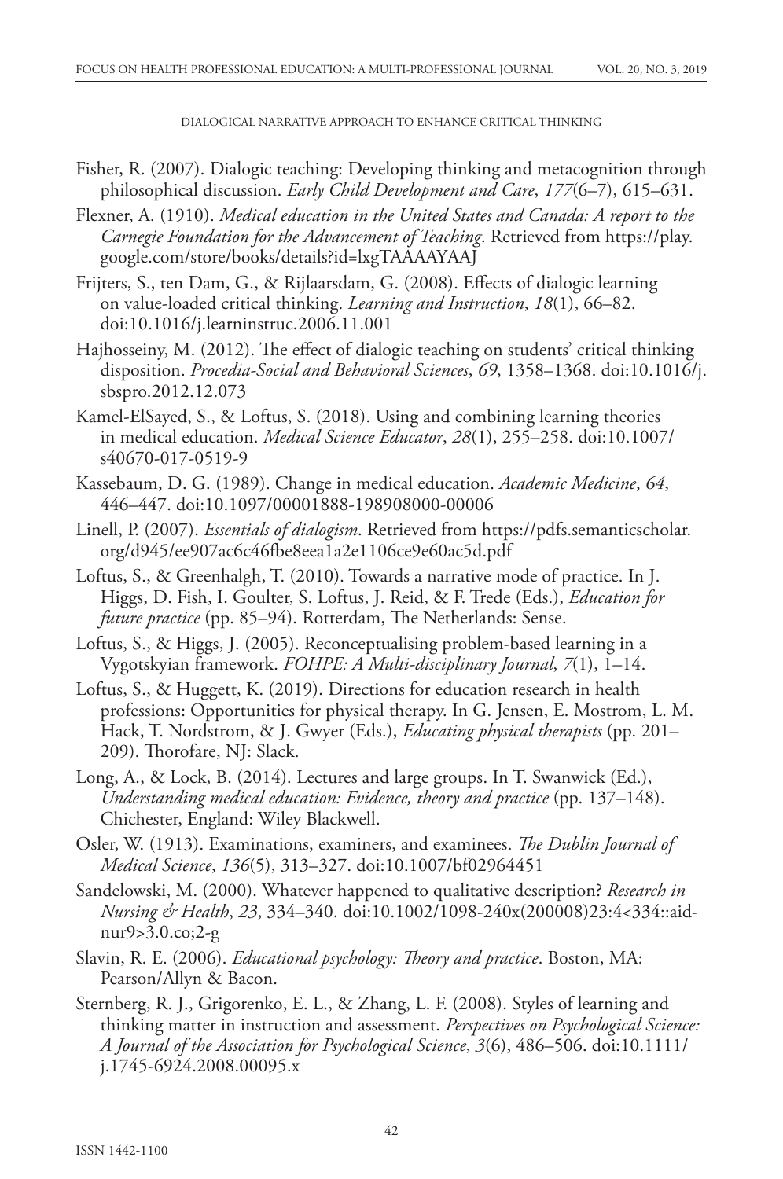Fisher, R. (2007). Dialogic teaching: Developing thinking and metacognition through philosophical discussion. *Early Child Development and Care*, *177*(6–7), 615–631.

Flexner, A. (1910). *Medical education in the United States and Canada: A report to the Carnegie Foundation for the Advancement of Teaching*. Retrieved from https://play.google.com/store/books/details?id=lxgTAAAAYAAJ

Frijters, S., ten Dam, G., & Rijlaarsdam, G. (2008). Effects of dialogic learning on value-loaded critical thinking. *Learning and Instruction*, *18*(1), 66–82. doi:10.1016/j.learninstruc.2006.11.001

Hajhosseiny, M. (2012). The effect of dialogic teaching on students' critical thinking disposition. *Procedia-Social and Behavioral Sciences*, *69*, 1358–1368. doi:10.1016/j.sbspro.2012.12.073

Kamel-ElSayed, S., & Loftus, S. (2018). Using and combining learning theories in medical education. *Medical Science Educator*, *28*(1), 255–258. doi:10.1007/s40670-017-0519-9

Kassebaum, D. G. (1989). Change in medical education. *Academic Medicine*, *64*, 446–447. doi:10.1097/00001888-198908000-00006

Linell, P. (2007). *Essentials of dialogism*. Retrieved from https://pdfs.semanticscholar.org/d945/ee907ac6c46fbe8eea1a2e1106ce9e60ac5d.pdf

Loftus, S., & Greenhalgh, T. (2010). Towards a narrative mode of practice. In J. Higgs, D. Fish, I. Goulter, S. Loftus, J. Reid, & F. Trede (Eds.), *Education for future practice* (pp. 85–94). Rotterdam, The Netherlands: Sense.

Loftus, S., & Higgs, J. (2005). Reconceptualising problem-based learning in a Vygotskyian framework. *FOHPE: A Multi-disciplinary Journal*, *7*(1), 1–14.

Loftus, S., & Huggett, K. (2019). Directions for education research in health professions: Opportunities for physical therapy. In G. Jensen, E. Mostrom, L. M. Hack, T. Nordstrom, & J. Gwyer (Eds.), *Educating physical therapists* (pp. 201–209). Thorofare, NJ: Slack.

Long, A., & Lock, B. (2014). Lectures and large groups. In T. Swanwick (Ed.), *Understanding medical education: Evidence, theory and practice* (pp. 137–148). Chichester, England: Wiley Blackwell.

Osler, W. (1913). Examinations, examiners, and examinees. *The Dublin Journal of Medical Science*, *136*(5), 313–327. doi:10.1007/bf02964451

Sandelowski, M. (2000). Whatever happened to qualitative description? *Research in Nursing & Health*, *23*, 334–340. doi:10.1002/1098-240x(200008)23:4<334::aid-nur9>3.0.co;2-g

Slavin, R. E. (2006). *Educational psychology: Theory and practice*. Boston, MA: Pearson/Allyn & Bacon.

Sternberg, R. J., Grigorenko, E. L., & Zhang, L. F. (2008). Styles of learning and thinking matter in instruction and assessment. *Perspectives on Psychological Science: A Journal of the Association for Psychological Science*, *3*(6), 486–506. doi:10.1111/j.1745-6924.2008.00095.x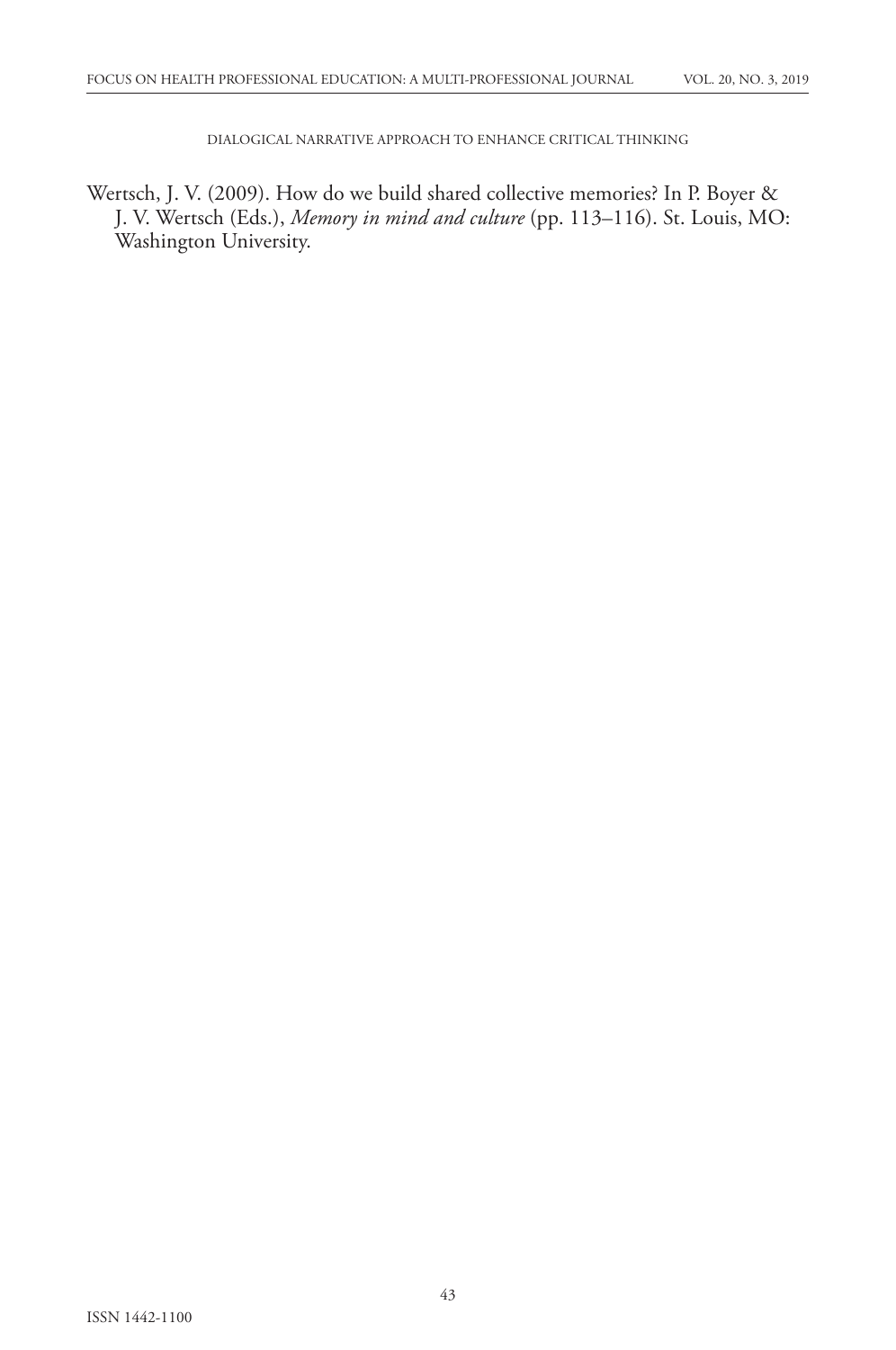Wertsch, J. V. (2009). How do we build shared collective memories? In P. Boyer & J. V. Wertsch (Eds.), *Memory in mind and culture* (pp. 113–116). St. Louis, MO: Washington University.